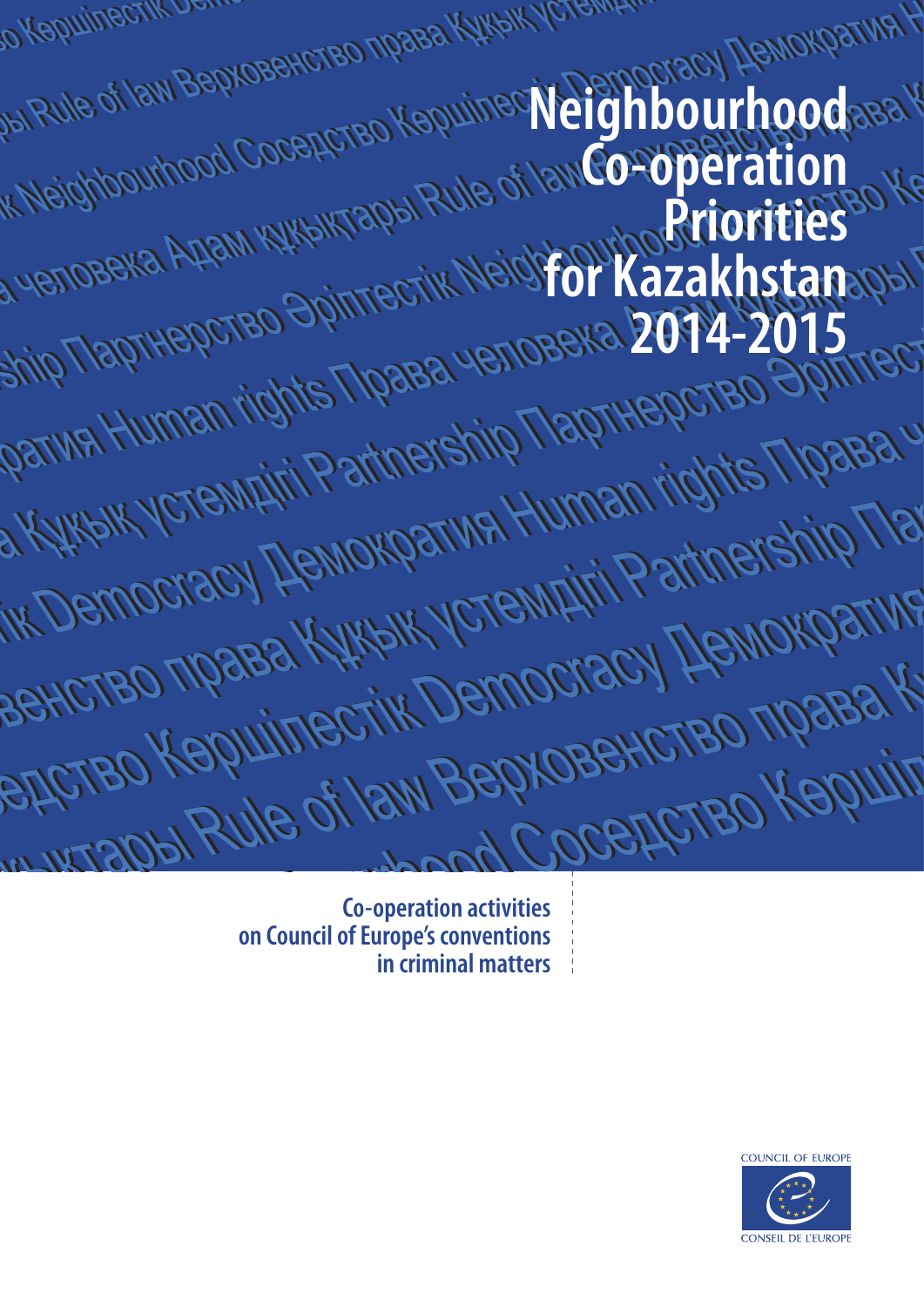# Neighbourhood Co-operation Priorities for Kazakhstan 2014-2015

**Co-operation activities on Council of Europe's conventions in criminal matters**

COUNCIL OF EUROPE

CONSEIL DE L'EUROPE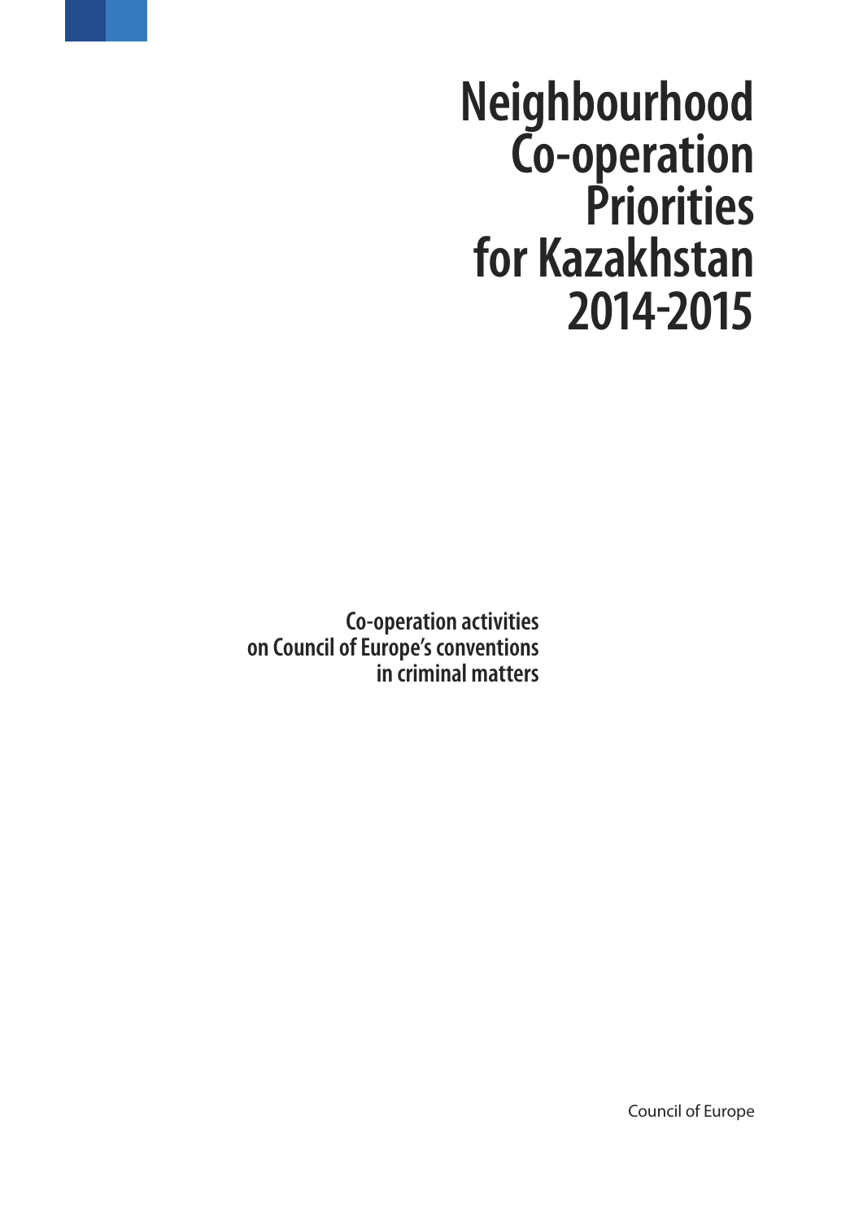# Neighbourhood Co-operation Priorities for Kazakhstan 2014-2015

**Co-operation activities on Council of Europe's conventions in criminal matters**

Council of Europe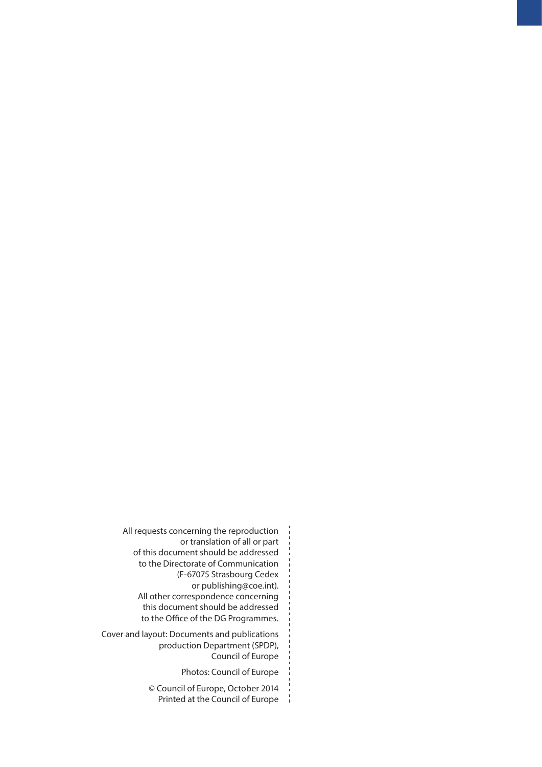All requests concerning the reproduction or translation of all or part of this document should be addressed to the Directorate of Communication (F-67075 Strasbourg Cedex or publishing@coe.int). All other correspondence concerning this document should be addressed to the Office of the DG Programmes.

Cover and layout: Documents and publications production Department (SPDP), Council of Europe

Photos: Council of Europe

© Council of Europe, October 2014
Printed at the Council of Europe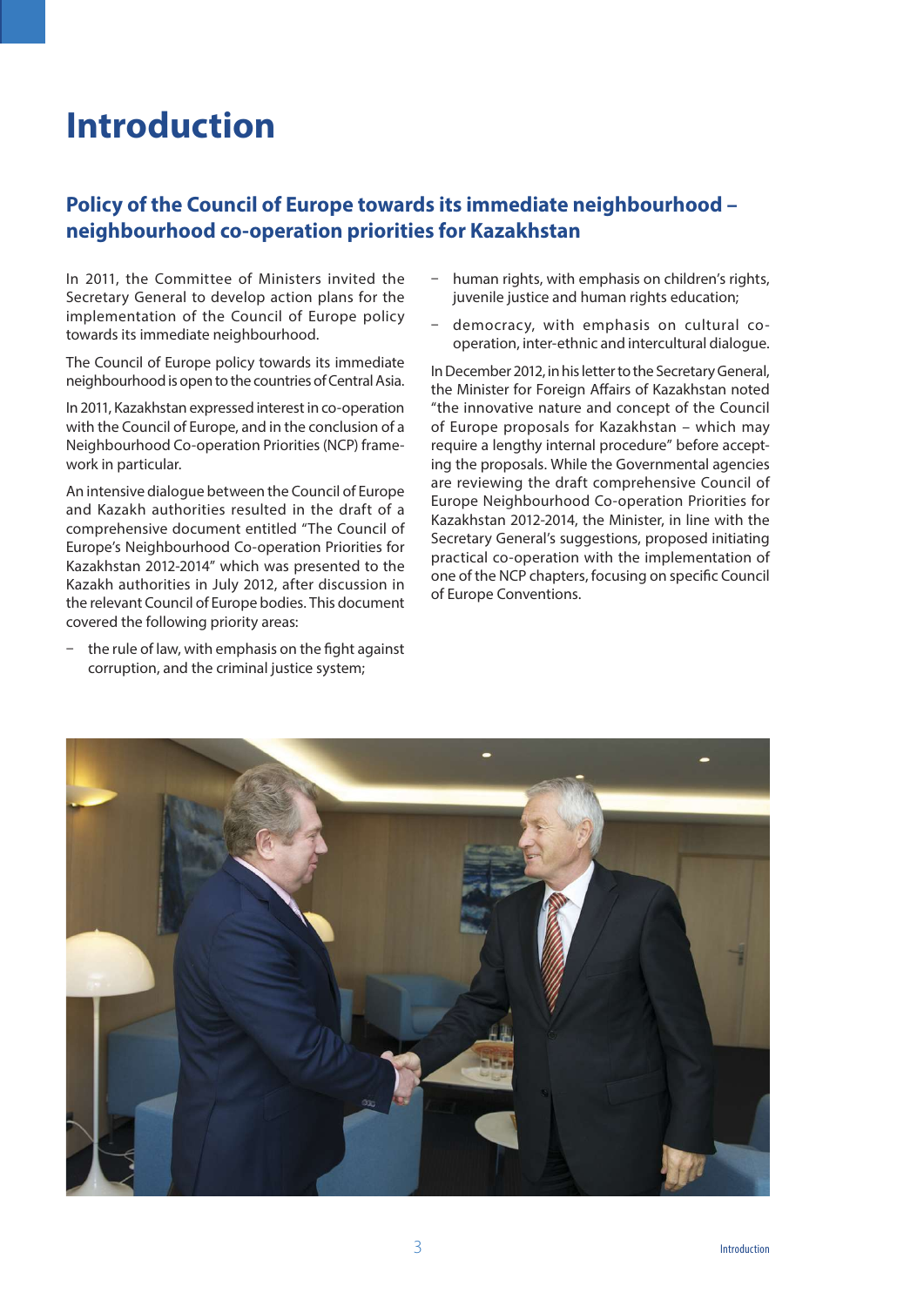# Introduction

## Policy of the Council of Europe towards its immediate neighbourhood – neighbourhood co-operation priorities for Kazakhstan

In 2011, the Committee of Ministers invited the Secretary General to develop action plans for the implementation of the Council of Europe policy towards its immediate neighbourhood.

The Council of Europe policy towards its immediate neighbourhood is open to the countries of Central Asia.

In 2011, Kazakhstan expressed interest in co-operation with the Council of Europe, and in the conclusion of a Neighbourhood Co-operation Priorities (NCP) framework in particular.

An intensive dialogue between the Council of Europe and Kazakh authorities resulted in the draft of a comprehensive document entitled "The Council of Europe's Neighbourhood Co-operation Priorities for Kazakhstan 2012-2014" which was presented to the Kazakh authorities in July 2012, after discussion in the relevant Council of Europe bodies. This document covered the following priority areas:

- the rule of law, with emphasis on the fight against corruption, and the criminal justice system;
- human rights, with emphasis on children's rights, juvenile justice and human rights education;
- democracy, with emphasis on cultural co-operation, inter-ethnic and intercultural dialogue.

In December 2012, in his letter to the Secretary General, the Minister for Foreign Affairs of Kazakhstan noted "the innovative nature and concept of the Council of Europe proposals for Kazakhstan – which may require a lengthy internal procedure" before accepting the proposals. While the Governmental agencies are reviewing the draft comprehensive Council of Europe Neighbourhood Co-operation Priorities for Kazakhstan 2012-2014, the Minister, in line with the Secretary General's suggestions, proposed initiating practical co-operation with the implementation of one of the NCP chapters, focusing on specific Council of Europe Conventions.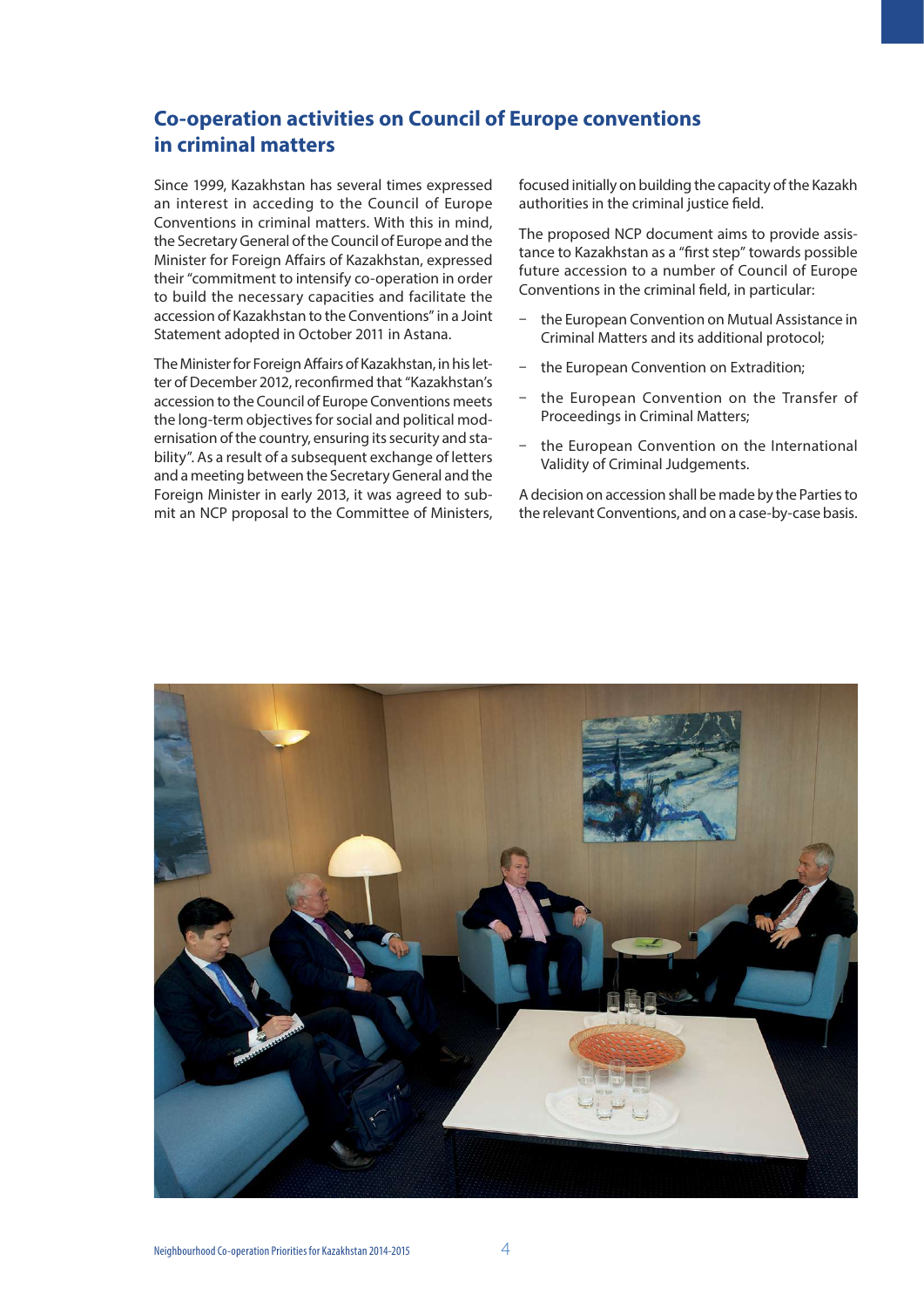## Co-operation activities on Council of Europe conventions in criminal matters

Since 1999, Kazakhstan has several times expressed an interest in acceding to the Council of Europe Conventions in criminal matters. With this in mind, the Secretary General of the Council of Europe and the Minister for Foreign Affairs of Kazakhstan, expressed their "commitment to intensify co-operation in order to build the necessary capacities and facilitate the accession of Kazakhstan to the Conventions" in a Joint Statement adopted in October 2011 in Astana.

The Minister for Foreign Affairs of Kazakhstan, in his letter of December 2012, reconfirmed that "Kazakhstan's accession to the Council of Europe Conventions meets the long-term objectives for social and political modernisation of the country, ensuring its security and stability". As a result of a subsequent exchange of letters and a meeting between the Secretary General and the Foreign Minister in early 2013, it was agreed to submit an NCP proposal to the Committee of Ministers, focused initially on building the capacity of the Kazakh authorities in the criminal justice field.

The proposed NCP document aims to provide assistance to Kazakhstan as a "first step" towards possible future accession to a number of Council of Europe Conventions in the criminal field, in particular:

- the European Convention on Mutual Assistance in Criminal Matters and its additional protocol;
- the European Convention on Extradition;
- the European Convention on the Transfer of Proceedings in Criminal Matters;
- the European Convention on the International Validity of Criminal Judgements.

A decision on accession shall be made by the Parties to the relevant Conventions, and on a case-by-case basis.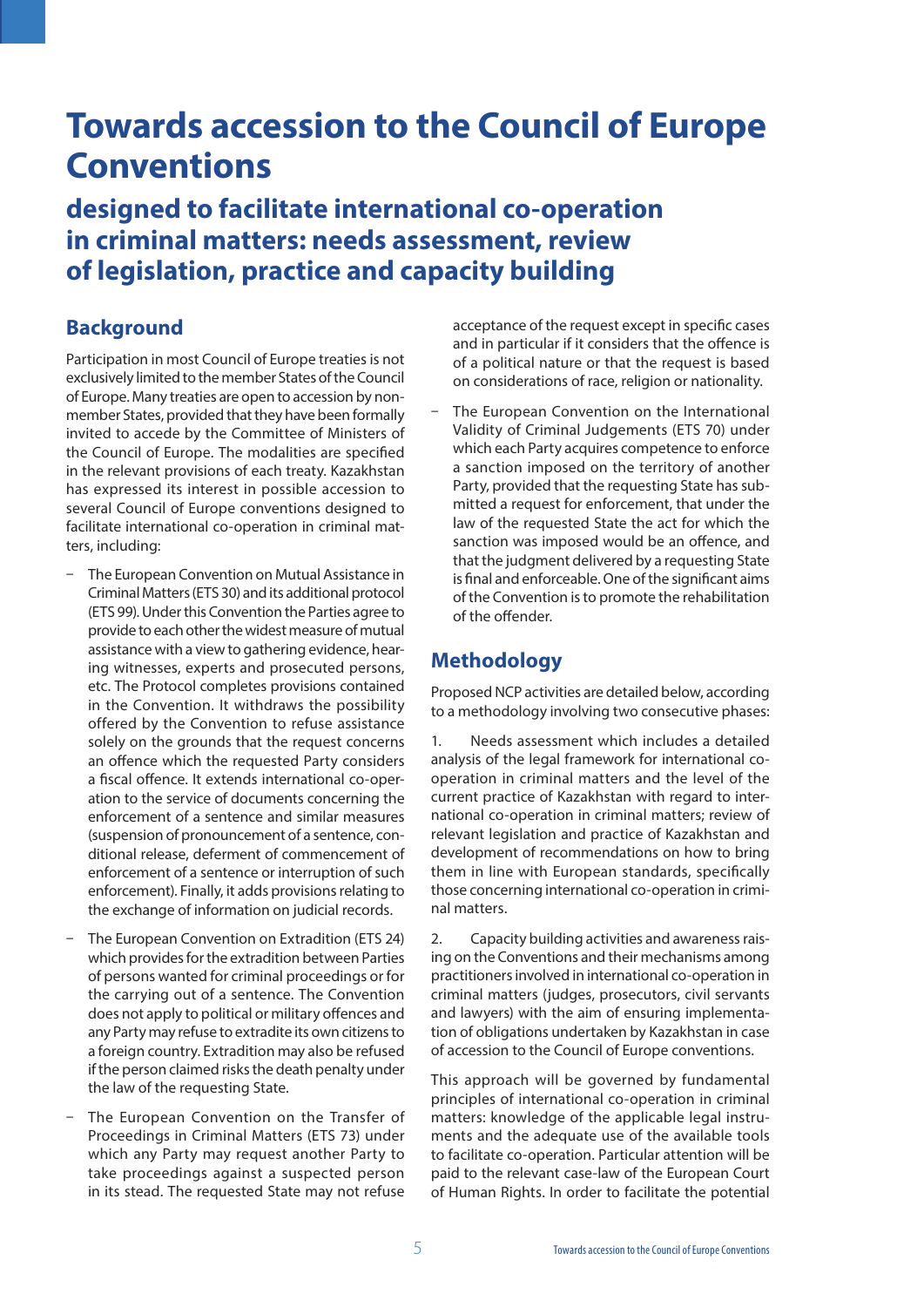# Towards accession to the Council of Europe Conventions

## designed to facilitate international co-operation in criminal matters: needs assessment, review of legislation, practice and capacity building

### Background

Participation in most Council of Europe treaties is not exclusively limited to the member States of the Council of Europe. Many treaties are open to accession by non-member States, provided that they have been formally invited to accede by the Committee of Ministers of the Council of Europe. The modalities are specified in the relevant provisions of each treaty. Kazakhstan has expressed its interest in possible accession to several Council of Europe conventions designed to facilitate international co-operation in criminal matters, including:

- The European Convention on Mutual Assistance in Criminal Matters (ETS 30) and its additional protocol (ETS 99). Under this Convention the Parties agree to provide to each other the widest measure of mutual assistance with a view to gathering evidence, hearing witnesses, experts and prosecuted persons, etc. The Protocol completes provisions contained in the Convention. It withdraws the possibility offered by the Convention to refuse assistance solely on the grounds that the request concerns an offence which the requested Party considers a fiscal offence. It extends international co-operation to the service of documents concerning the enforcement of a sentence and similar measures (suspension of pronouncement of a sentence, conditional release, deferment of commencement of enforcement of a sentence or interruption of such enforcement). Finally, it adds provisions relating to the exchange of information on judicial records.
- The European Convention on Extradition (ETS 24) which provides for the extradition between Parties of persons wanted for criminal proceedings or for the carrying out of a sentence. The Convention does not apply to political or military offences and any Party may refuse to extradite its own citizens to a foreign country. Extradition may also be refused if the person claimed risks the death penalty under the law of the requesting State.
- The European Convention on the Transfer of Proceedings in Criminal Matters (ETS 73) under which any Party may request another Party to take proceedings against a suspected person in its stead. The requested State may not refuse acceptance of the request except in specific cases and in particular if it considers that the offence is of a political nature or that the request is based on considerations of race, religion or nationality.
- The European Convention on the International Validity of Criminal Judgements (ETS 70) under which each Party acquires competence to enforce a sanction imposed on the territory of another Party, provided that the requesting State has submitted a request for enforcement, that under the law of the requested State the act for which the sanction was imposed would be an offence, and that the judgment delivered by a requesting State is final and enforceable. One of the significant aims of the Convention is to promote the rehabilitation of the offender.

### Methodology

Proposed NCP activities are detailed below, according to a methodology involving two consecutive phases:

1. Needs assessment which includes a detailed analysis of the legal framework for international co-operation in criminal matters and the level of the current practice of Kazakhstan with regard to international co-operation in criminal matters; review of relevant legislation and practice of Kazakhstan and development of recommendations on how to bring them in line with European standards, specifically those concerning international co-operation in criminal matters.

2. Capacity building activities and awareness raising on the Conventions and their mechanisms among practitioners involved in international co-operation in criminal matters (judges, prosecutors, civil servants and lawyers) with the aim of ensuring implementation of obligations undertaken by Kazakhstan in case of accession to the Council of Europe conventions.

This approach will be governed by fundamental principles of international co-operation in criminal matters: knowledge of the applicable legal instruments and the adequate use of the available tools to facilitate co-operation. Particular attention will be paid to the relevant case-law of the European Court of Human Rights. In order to facilitate the potential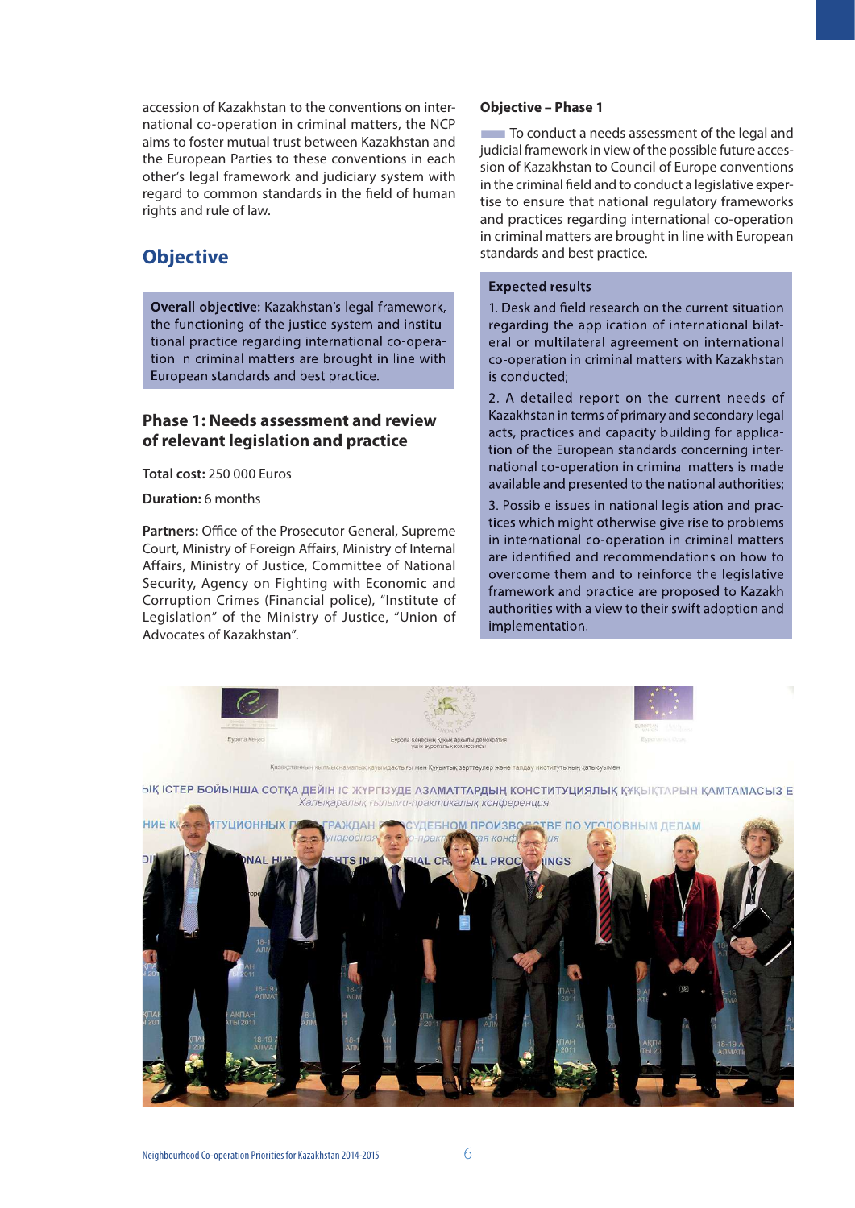accession of Kazakhstan to the conventions on international co-operation in criminal matters, the NCP aims to foster mutual trust between Kazakhstan and the European Parties to these conventions in each other's legal framework and judiciary system with regard to common standards in the field of human rights and rule of law.

## Objective

**Overall objective:** Kazakhstan's legal framework, the functioning of the justice system and institutional practice regarding international co-operation in criminal matters are brought in line with European standards and best practice.

### Phase 1: Needs assessment and review of relevant legislation and practice

**Total cost:** 250 000 Euros

**Duration:** 6 months

**Partners:** Office of the Prosecutor General, Supreme Court, Ministry of Foreign Affairs, Ministry of Internal Affairs, Ministry of Justice, Committee of National Security, Agency on Fighting with Economic and Corruption Crimes (Financial police), "Institute of Legislation" of the Ministry of Justice, "Union of Advocates of Kazakhstan".

**Objective – Phase 1**

To conduct a needs assessment of the legal and judicial framework in view of the possible future accession of Kazakhstan to Council of Europe conventions in the criminal field and to conduct a legislative expertise to ensure that national regulatory frameworks and practices regarding international co-operation in criminal matters are brought in line with European standards and best practice.

**Expected results**

1. Desk and field research on the current situation regarding the application of international bilateral or multilateral agreement on international co-operation in criminal matters with Kazakhstan is conducted;

2. A detailed report on the current needs of Kazakhstan in terms of primary and secondary legal acts, practices and capacity building for application of the European standards concerning international co-operation in criminal matters is made available and presented to the national authorities;

3. Possible issues in national legislation and practices which might otherwise give rise to problems in international co-operation in criminal matters are identified and recommendations on how to overcome them and to reinforce the legislative framework and practice are proposed to Kazakh authorities with a view to their swift adoption and implementation.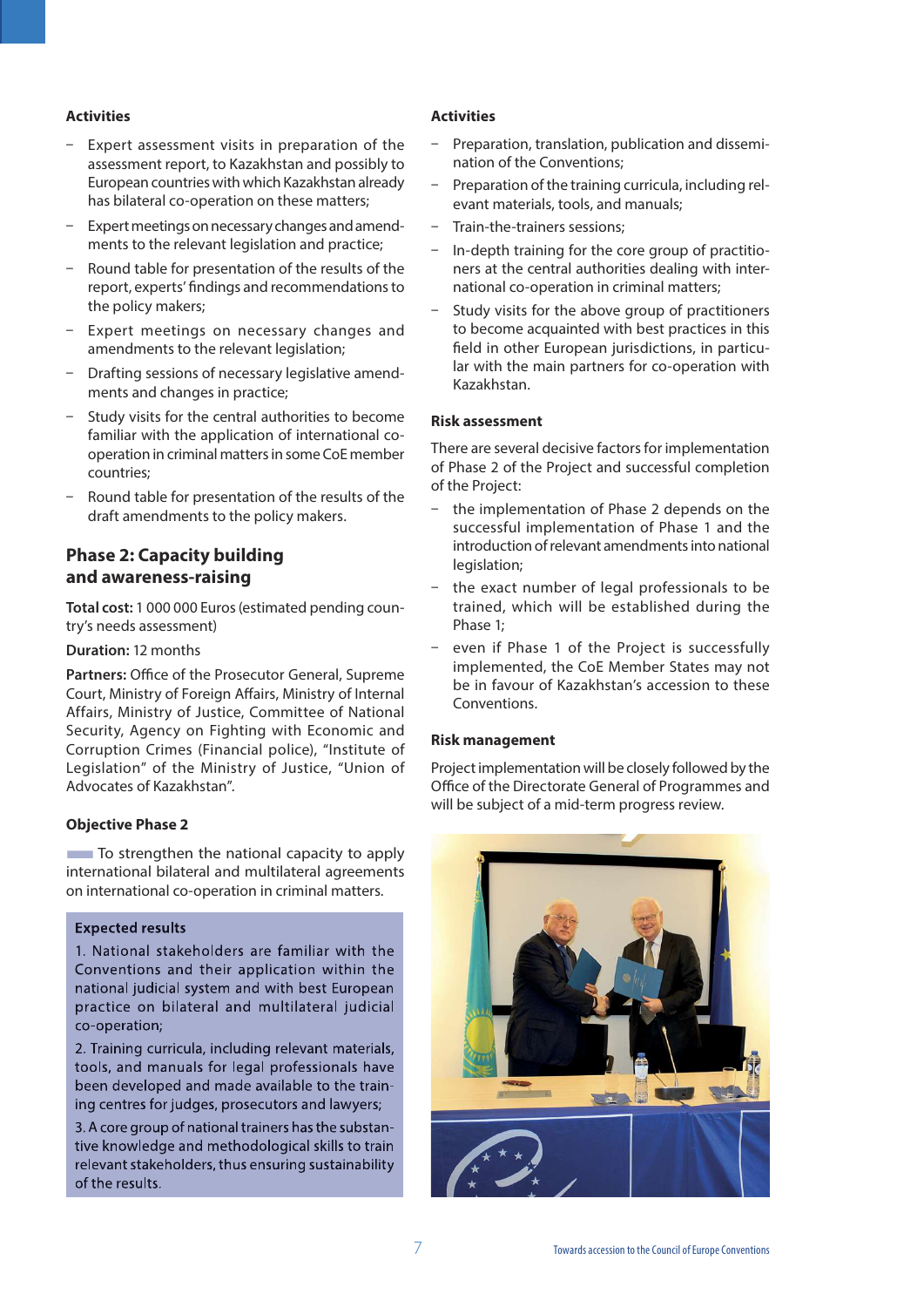**Activities**

- Expert assessment visits in preparation of the assessment report, to Kazakhstan and possibly to European countries with which Kazakhstan already has bilateral co-operation on these matters;
- Expert meetings on necessary changes and amendments to the relevant legislation and practice;
- Round table for presentation of the results of the report, experts' findings and recommendations to the policy makers;
- Expert meetings on necessary changes and amendments to the relevant legislation;
- Drafting sessions of necessary legislative amendments and changes in practice;
- Study visits for the central authorities to become familiar with the application of international co-operation in criminal matters in some CoE member countries;
- Round table for presentation of the results of the draft amendments to the policy makers.

## Phase 2: Capacity building and awareness-raising

**Total cost:** 1 000 000 Euros (estimated pending country's needs assessment)

**Duration:** 12 months

**Partners:** Office of the Prosecutor General, Supreme Court, Ministry of Foreign Affairs, Ministry of Internal Affairs, Ministry of Justice, Committee of National Security, Agency on Fighting with Economic and Corruption Crimes (Financial police), "Institute of Legislation" of the Ministry of Justice, "Union of Advocates of Kazakhstan".

**Objective Phase 2**

To strengthen the national capacity to apply international bilateral and multilateral agreements on international co-operation in criminal matters.

**Expected results**

1. National stakeholders are familiar with the Conventions and their application within the national judicial system and with best European practice on bilateral and multilateral judicial co-operation;

2. Training curricula, including relevant materials, tools, and manuals for legal professionals have been developed and made available to the training centres for judges, prosecutors and lawyers;

3. A core group of national trainers has the substantive knowledge and methodological skills to train relevant stakeholders, thus ensuring sustainability of the results.

**Activities**

- Preparation, translation, publication and dissemination of the Conventions;
- Preparation of the training curricula, including relevant materials, tools, and manuals;
- Train-the-trainers sessions;
- In-depth training for the core group of practitioners at the central authorities dealing with international co-operation in criminal matters;
- Study visits for the above group of practitioners to become acquainted with best practices in this field in other European jurisdictions, in particular with the main partners for co-operation with Kazakhstan.

**Risk assessment**

There are several decisive factors for implementation of Phase 2 of the Project and successful completion of the Project:

- the implementation of Phase 2 depends on the successful implementation of Phase 1 and the introduction of relevant amendments into national legislation;
- the exact number of legal professionals to be trained, which will be established during the Phase 1;
- even if Phase 1 of the Project is successfully implemented, the CoE Member States may not be in favour of Kazakhstan's accession to these Conventions.

**Risk management**

Project implementation will be closely followed by the Office of the Directorate General of Programmes and will be subject of a mid-term progress review.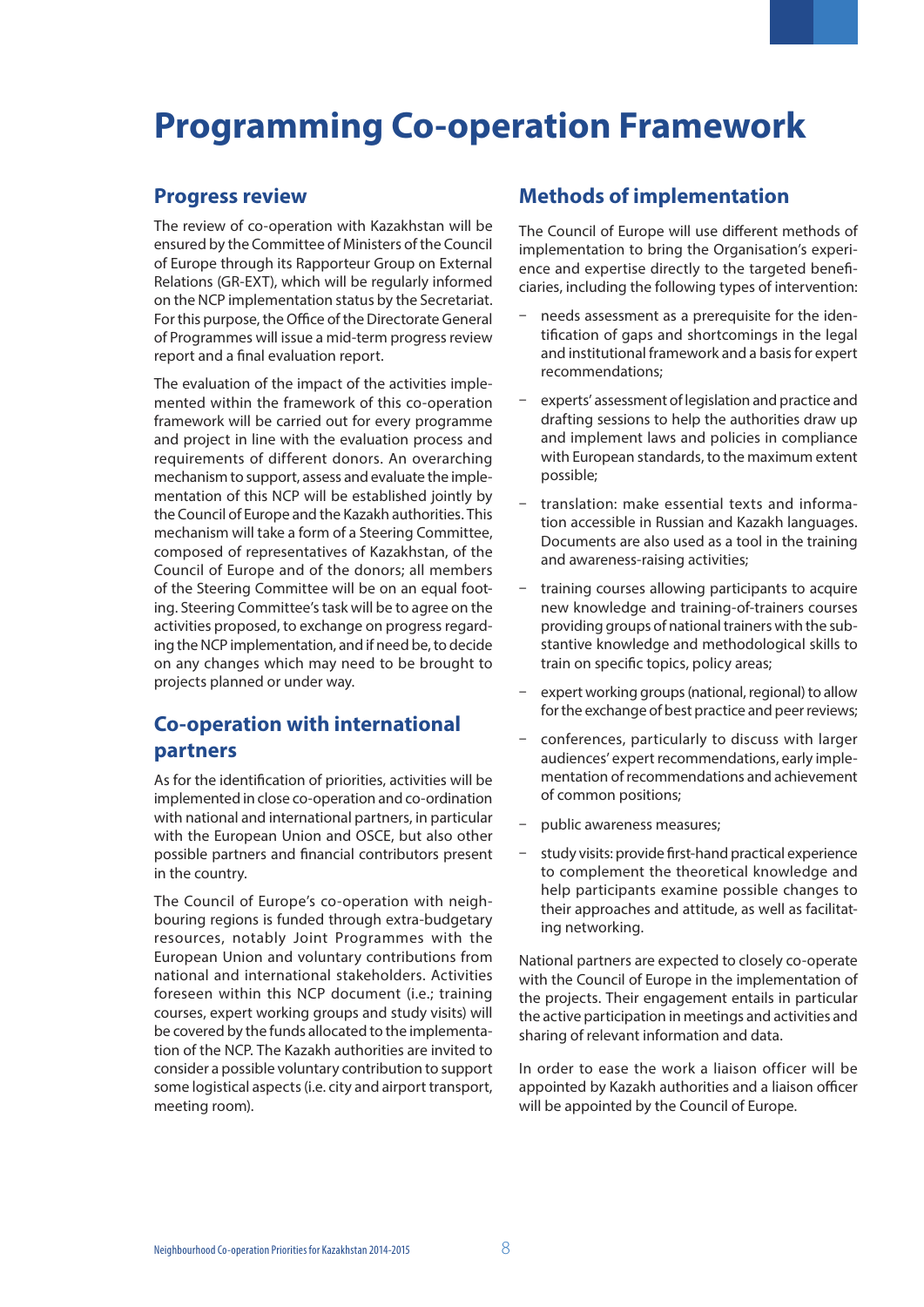# Programming Co-operation Framework

## Progress review

The review of co-operation with Kazakhstan will be ensured by the Committee of Ministers of the Council of Europe through its Rapporteur Group on External Relations (GR-EXT), which will be regularly informed on the NCP implementation status by the Secretariat. For this purpose, the Office of the Directorate General of Programmes will issue a mid-term progress review report and a final evaluation report.

The evaluation of the impact of the activities implemented within the framework of this co-operation framework will be carried out for every programme and project in line with the evaluation process and requirements of different donors. An overarching mechanism to support, assess and evaluate the implementation of this NCP will be established jointly by the Council of Europe and the Kazakh authorities. This mechanism will take a form of a Steering Committee, composed of representatives of Kazakhstan, of the Council of Europe and of the donors; all members of the Steering Committee will be on an equal footing. Steering Committee's task will be to agree on the activities proposed, to exchange on progress regarding the NCP implementation, and if need be, to decide on any changes which may need to be brought to projects planned or under way.

## Co-operation with international partners

As for the identification of priorities, activities will be implemented in close co-operation and co-ordination with national and international partners, in particular with the European Union and OSCE, but also other possible partners and financial contributors present in the country.

The Council of Europe's co-operation with neighbouring regions is funded through extra-budgetary resources, notably Joint Programmes with the European Union and voluntary contributions from national and international stakeholders. Activities foreseen within this NCP document (i.e.; training courses, expert working groups and study visits) will be covered by the funds allocated to the implementation of the NCP. The Kazakh authorities are invited to consider a possible voluntary contribution to support some logistical aspects (i.e. city and airport transport, meeting room).

## Methods of implementation

The Council of Europe will use different methods of implementation to bring the Organisation's experience and expertise directly to the targeted beneficiaries, including the following types of intervention:

- needs assessment as a prerequisite for the identification of gaps and shortcomings in the legal and institutional framework and a basis for expert recommendations;
- experts' assessment of legislation and practice and drafting sessions to help the authorities draw up and implement laws and policies in compliance with European standards, to the maximum extent possible;
- translation: make essential texts and information accessible in Russian and Kazakh languages. Documents are also used as a tool in the training and awareness-raising activities;
- training courses allowing participants to acquire new knowledge and training-of-trainers courses providing groups of national trainers with the substantive knowledge and methodological skills to train on specific topics, policy areas;
- expert working groups (national, regional) to allow for the exchange of best practice and peer reviews;
- conferences, particularly to discuss with larger audiences' expert recommendations, early implementation of recommendations and achievement of common positions;
- public awareness measures;
- study visits: provide first-hand practical experience to complement the theoretical knowledge and help participants examine possible changes to their approaches and attitude, as well as facilitating networking.

National partners are expected to closely co-operate with the Council of Europe in the implementation of the projects. Their engagement entails in particular the active participation in meetings and activities and sharing of relevant information and data.

In order to ease the work a liaison officer will be appointed by Kazakh authorities and a liaison officer will be appointed by the Council of Europe.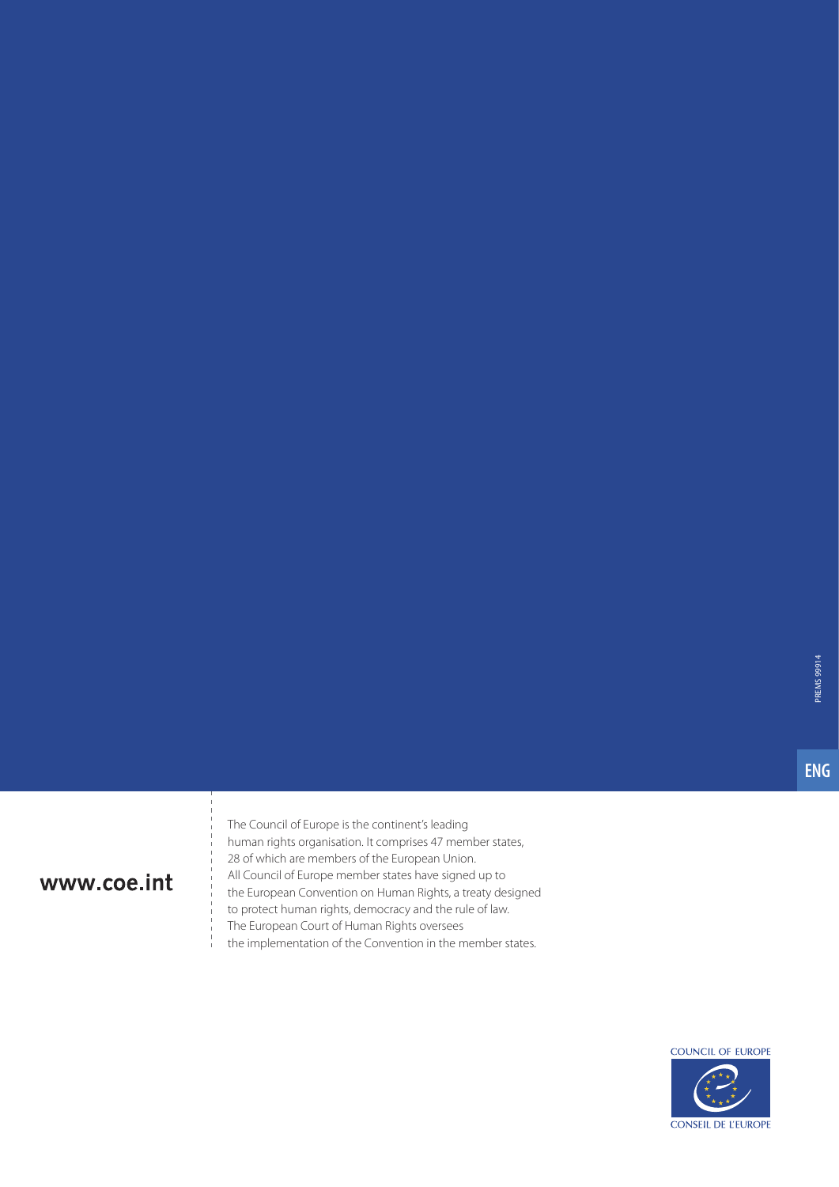PREMS 99914

ENG

**www.coe.int**

The Council of Europe is the continent's leading human rights organisation. It comprises 47 member states, 28 of which are members of the European Union. All Council of Europe member states have signed up to the European Convention on Human Rights, a treaty designed to protect human rights, democracy and the rule of law. The European Court of Human Rights oversees the implementation of the Convention in the member states.

COUNCIL OF EUROPE

CONSEIL DE L'EUROPE